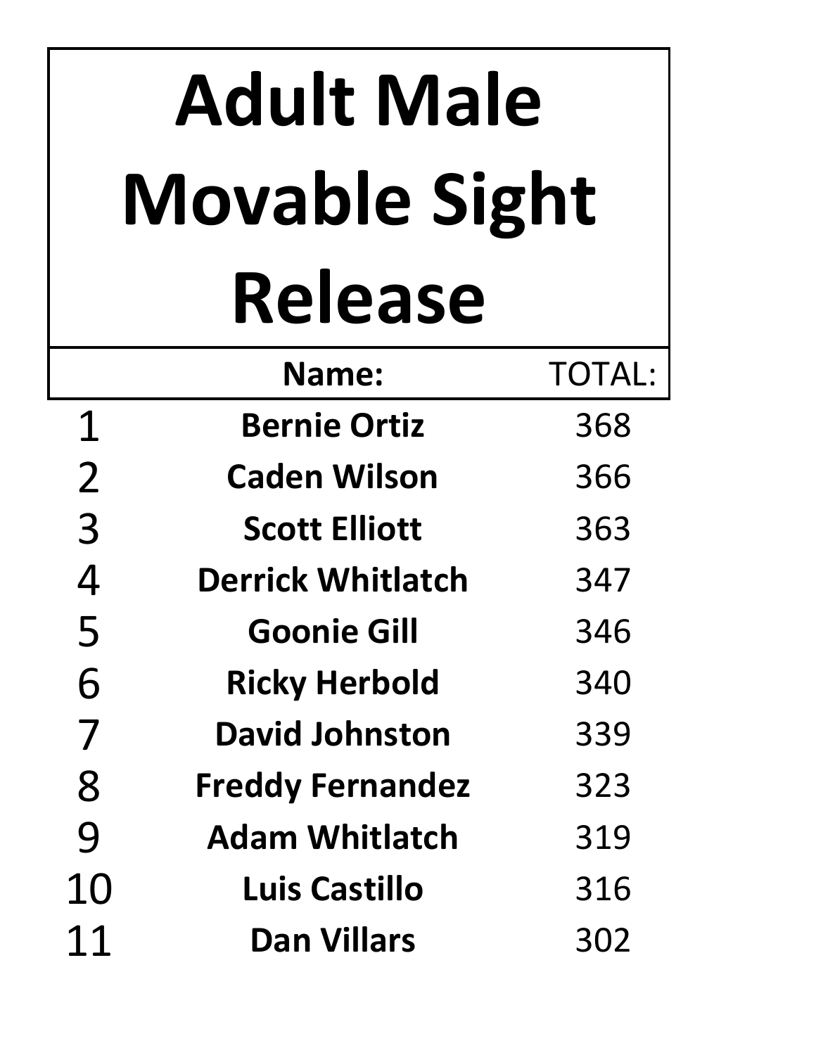# Adult Male Movable Sight Release

| | Name: | TOTAL: |
|---|---|---|
| 1 | **Bernie Ortiz** | 368 |
| 2 | **Caden Wilson** | 366 |
| 3 | **Scott Elliott** | 363 |
| 4 | **Derrick Whitlatch** | 347 |
| 5 | **Goonie Gill** | 346 |
| 6 | **Ricky Herbold** | 340 |
| 7 | **David Johnston** | 339 |
| 8 | **Freddy Fernandez** | 323 |
| 9 | **Adam Whitlatch** | 319 |
| 10 | **Luis Castillo** | 316 |
| 11 | **Dan Villars** | 302 |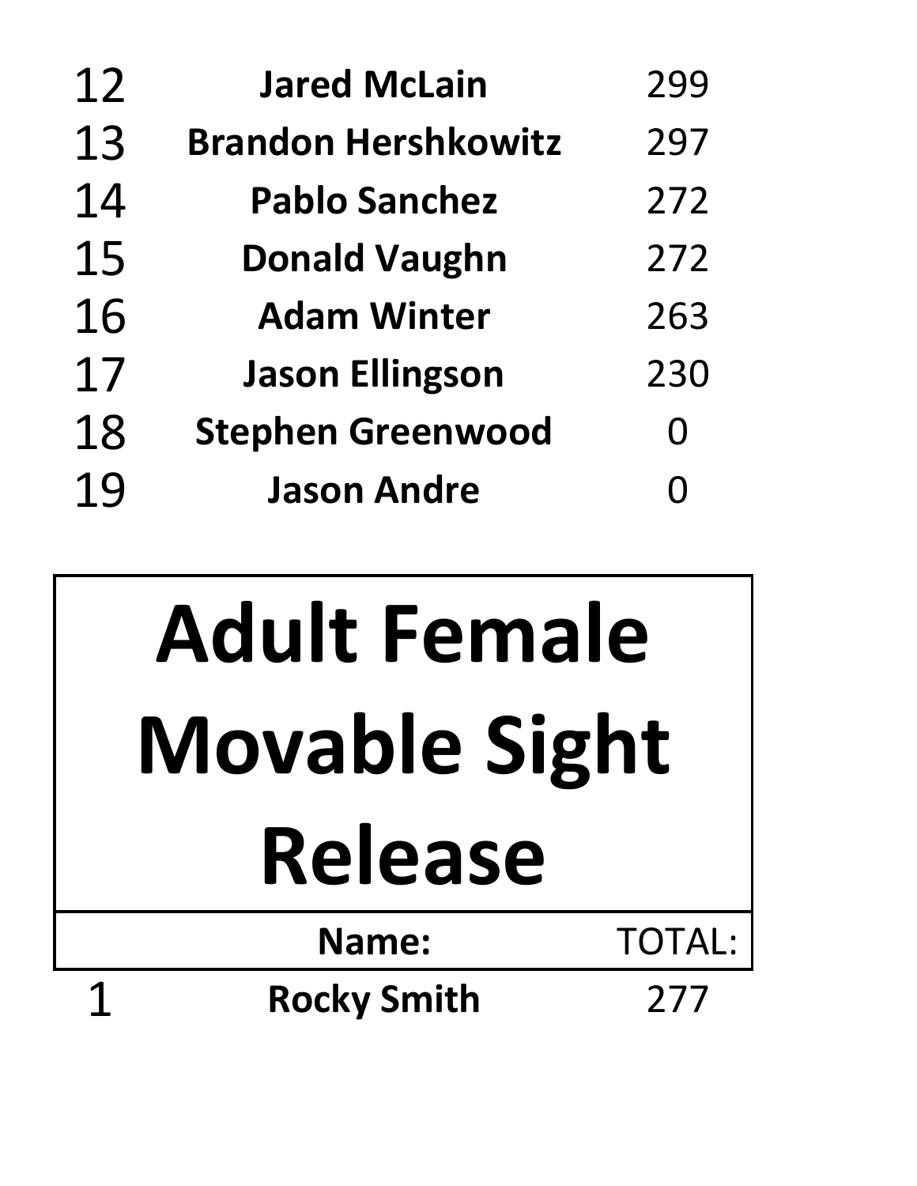| | | |
|---|---|---|
| 12 | **Jared McLain** | 299 |
| 13 | **Brandon Hershkowitz** | 297 |
| 14 | **Pablo Sanchez** | 272 |
| 15 | **Donald Vaughn** | 272 |
| 16 | **Adam Winter** | 263 |
| 17 | **Jason Ellingson** | 230 |
| 18 | **Stephen Greenwood** | 0 |
| 19 | **Jason Andre** | 0 |

# Adult Female Movable Sight Release

| | Name: | TOTAL: |
|---|---|---|
| 1 | **Rocky Smith** | 277 |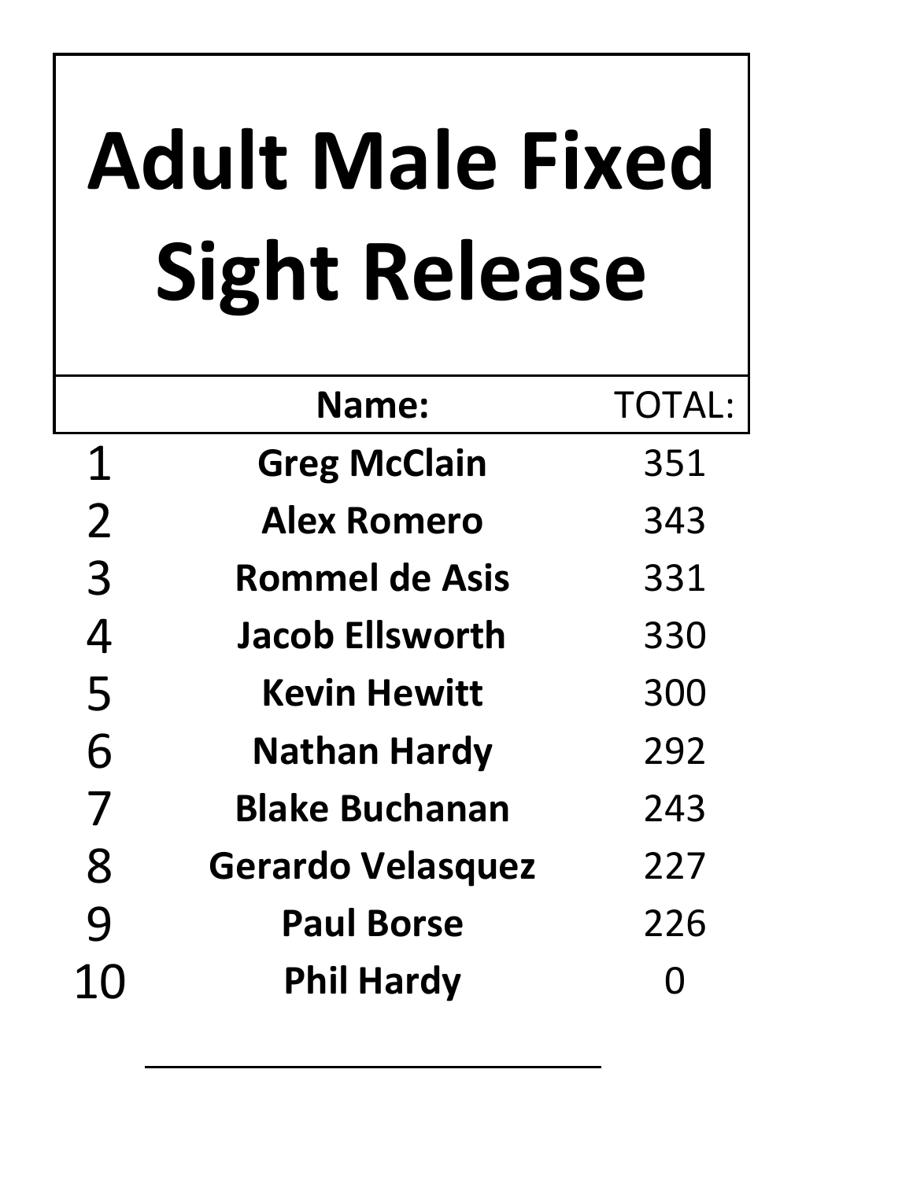# Adult Male Fixed Sight Release

| | Name: | TOTAL: |
|---|---|---|
| 1 | **Greg McClain** | 351 |
| 2 | **Alex Romero** | 343 |
| 3 | **Rommel de Asis** | 331 |
| 4 | **Jacob Ellsworth** | 330 |
| 5 | **Kevin Hewitt** | 300 |
| 6 | **Nathan Hardy** | 292 |
| 7 | **Blake Buchanan** | 243 |
| 8 | **Gerardo Velasquez** | 227 |
| 9 | **Paul Borse** | 226 |
| 10 | **Phil Hardy** | 0 |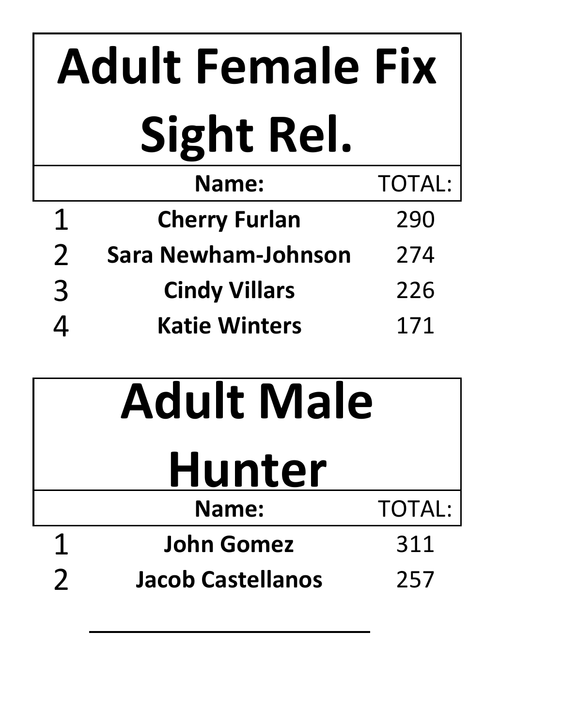# Adult Female Fix Sight Rel.

| | Name: | TOTAL: |
|---|---|---|
| 1 | **Cherry Furlan** | 290 |
| 2 | **Sara Newham-Johnson** | 274 |
| 3 | **Cindy Villars** | 226 |
| 4 | **Katie Winters** | 171 |

# Adult Male Hunter

| | Name: | TOTAL: |
|---|---|---|
| 1 | **John Gomez** | 311 |
| 2 | **Jacob Castellanos** | 257 |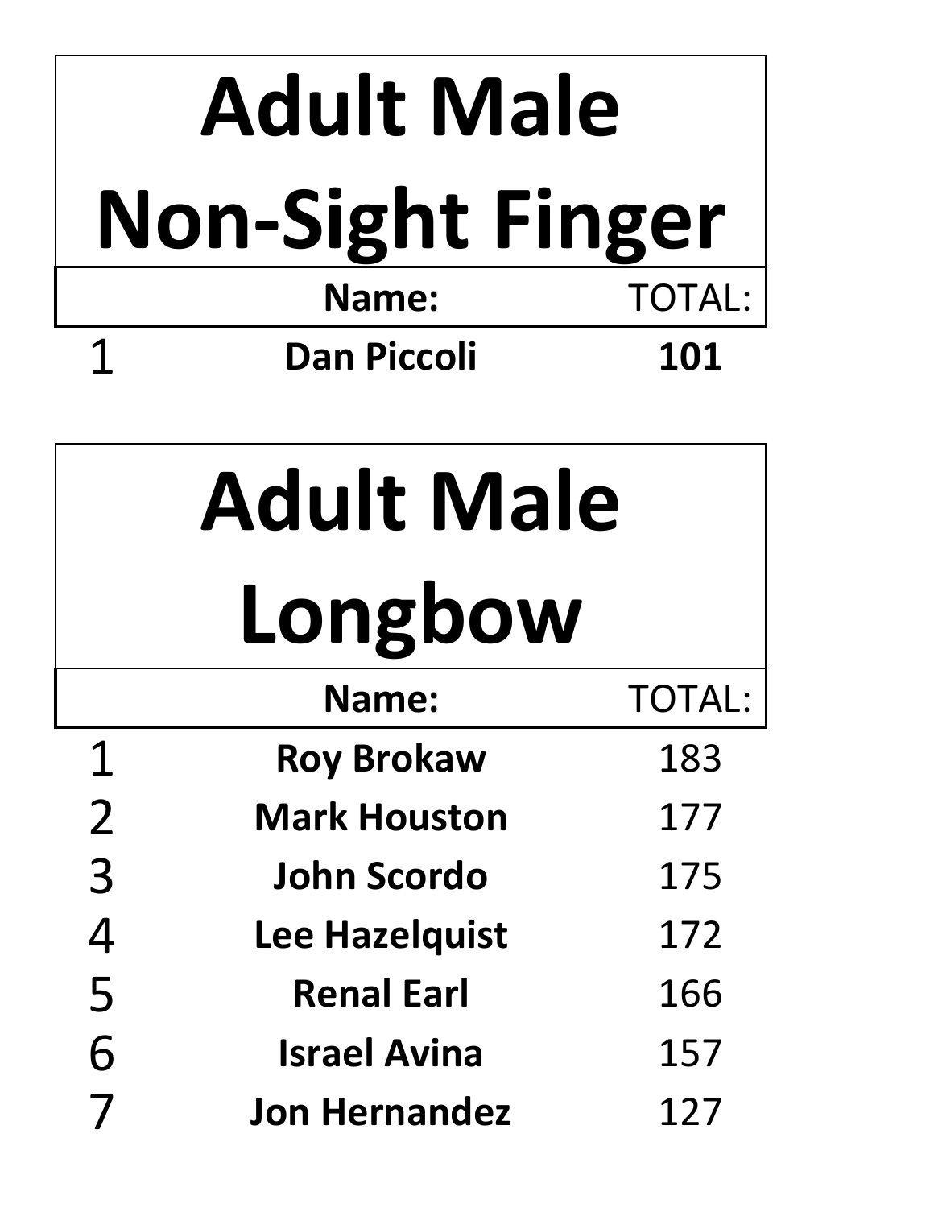# Adult Male Non-Sight Finger

| | Name: | TOTAL: |
|---|---|---|
| 1 | **Dan Piccoli** | **101** |

# Adult Male Longbow

| | Name: | TOTAL: |
|---|---|---|
| 1 | **Roy Brokaw** | 183 |
| 2 | **Mark Houston** | 177 |
| 3 | **John Scordo** | 175 |
| 4 | **Lee Hazelquist** | 172 |
| 5 | **Renal Earl** | 166 |
| 6 | **Israel Avina** | 157 |
| 7 | **Jon Hernandez** | 127 |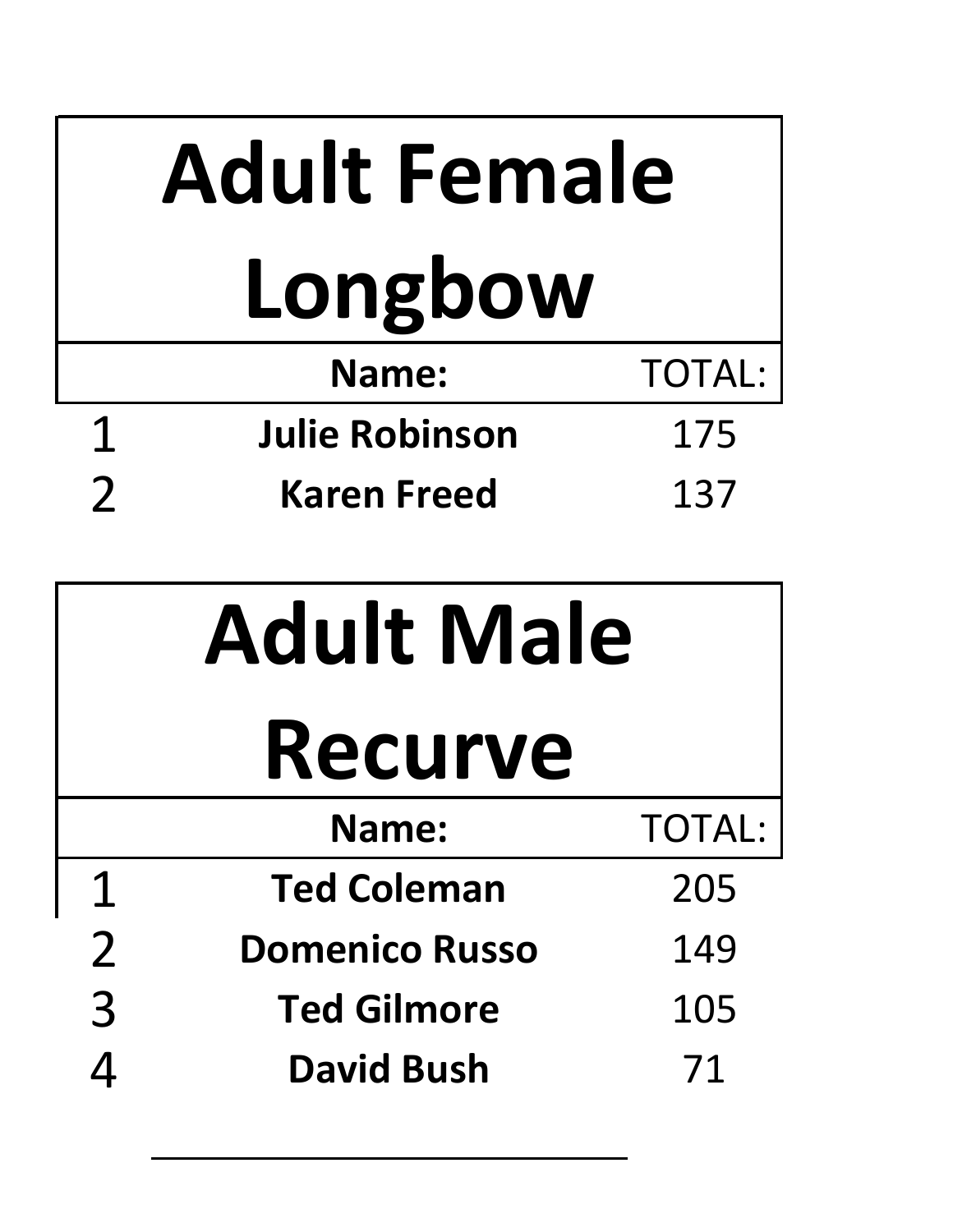# Adult Female Longbow

| | Name: | TOTAL: |
|---|---|---|
| 1 | **Julie Robinson** | 175 |
| 2 | **Karen Freed** | 137 |

# Adult Male Recurve

| | Name: | TOTAL: |
|---|---|---|
| 1 | **Ted Coleman** | 205 |
| 2 | **Domenico Russo** | 149 |
| 3 | **Ted Gilmore** | 105 |
| 4 | **David Bush** | 71 |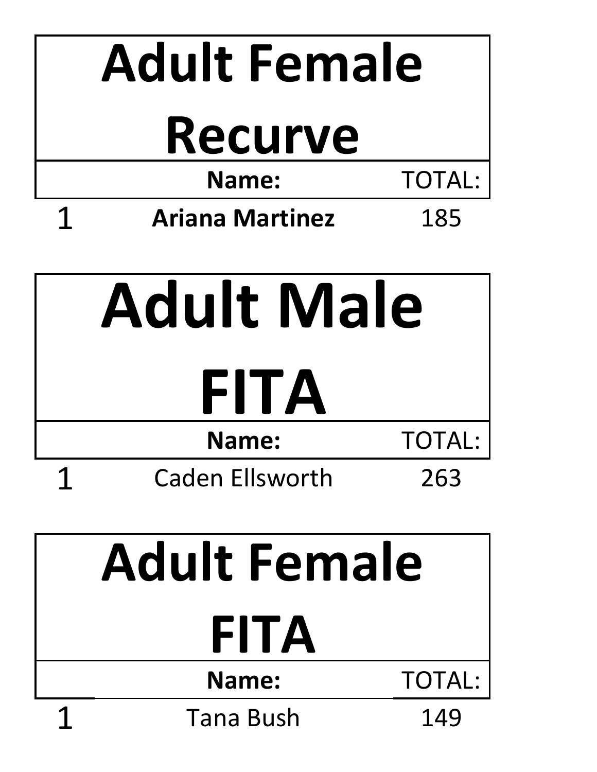# Adult Female Recurve

| | Name: | TOTAL: |
|---|---|---|
| 1 | **Ariana Martinez** | 185 |

# Adult Male FITA

| | Name: | TOTAL: |
|---|---|---|
| 1 | Caden Ellsworth | 263 |

# Adult Female FITA

| | Name: | TOTAL: |
|---|---|---|
| 1 | Tana Bush | 149 |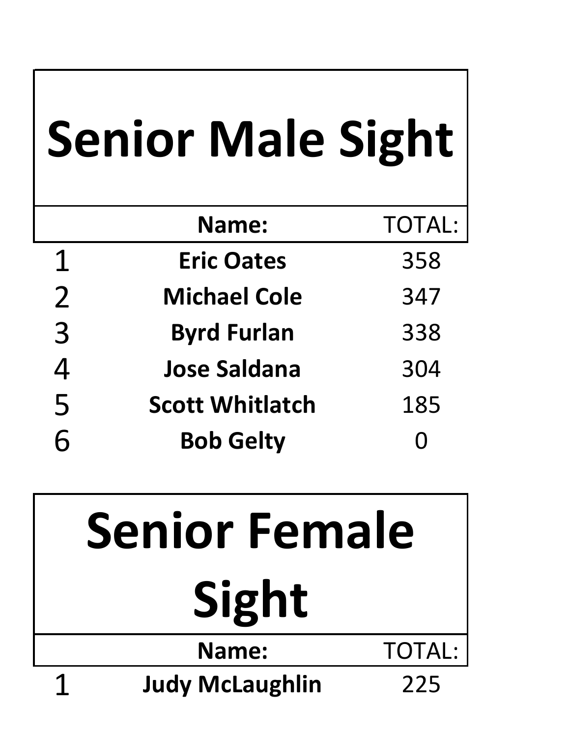# Senior Male Sight

|  | Name: | TOTAL: |
|---|---|---|
| 1 | **Eric Oates** | 358 |
| 2 | **Michael Cole** | 347 |
| 3 | **Byrd Furlan** | 338 |
| 4 | **Jose Saldana** | 304 |
| 5 | **Scott Whitlatch** | 185 |
| 6 | **Bob Gelty** | 0 |

# Senior Female Sight

|  | Name: | TOTAL: |
|---|---|---|
| 1 | **Judy McLaughlin** | 225 |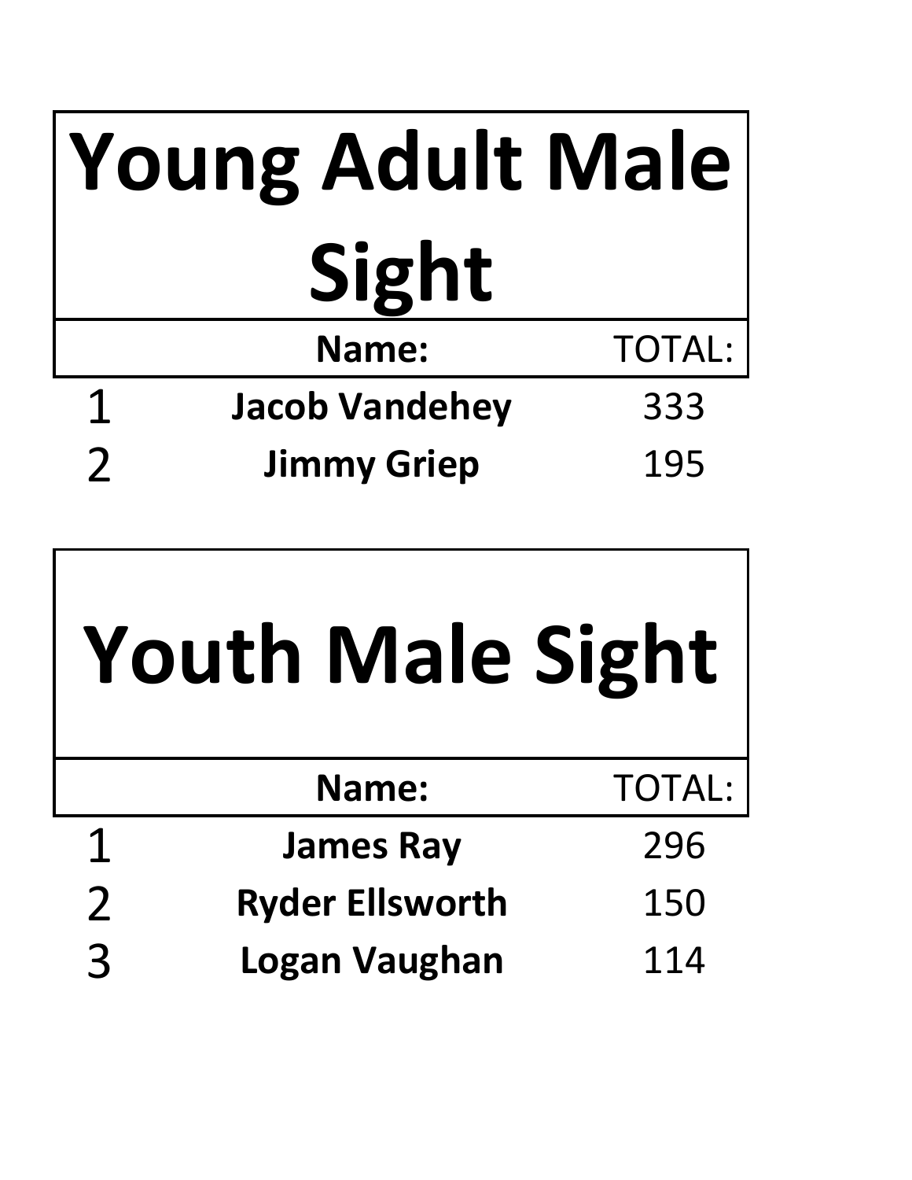# Young Adult Male Sight

| | Name: | TOTAL: |
|---|---|---|
| 1 | **Jacob Vandehey** | 333 |
| 2 | **Jimmy Griep** | 195 |

# Youth Male Sight

| | Name: | TOTAL: |
|---|---|---|
| 1 | **James Ray** | 296 |
| 2 | **Ryder Ellsworth** | 150 |
| 3 | **Logan Vaughan** | 114 |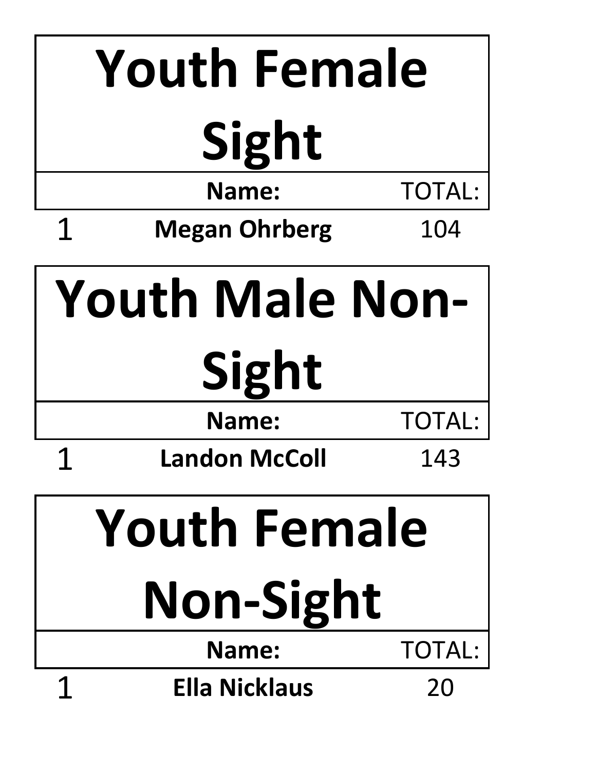# Youth Female Sight

| | Name: | TOTAL: |
|---|---|---|
| 1 | **Megan Ohrberg** | 104 |

# Youth Male Non-Sight

| | Name: | TOTAL: |
|---|---|---|
| 1 | **Landon McColl** | 143 |

# Youth Female Non-Sight

| | Name: | TOTAL: |
|---|---|---|
| 1 | **Ella Nicklaus** | 20 |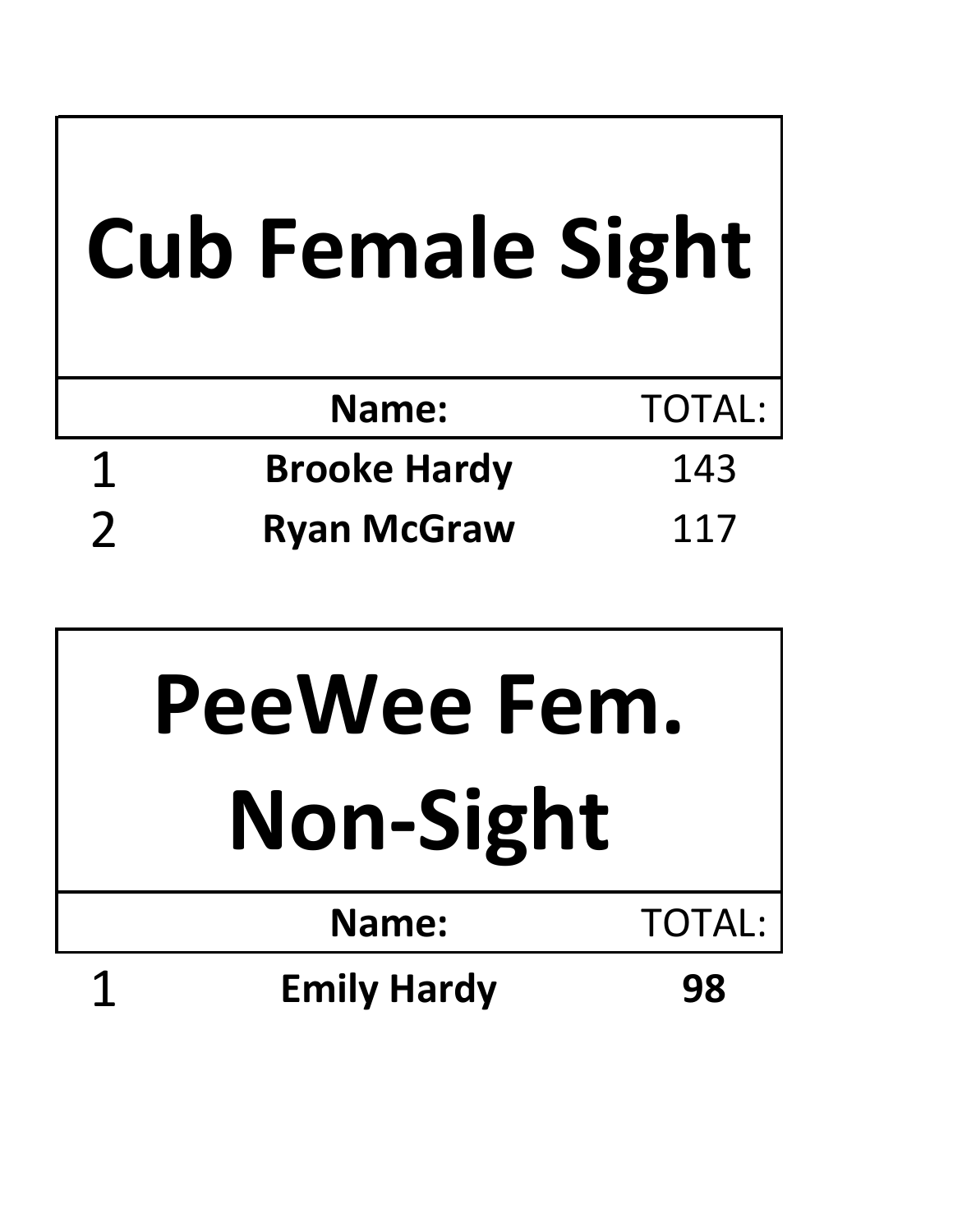# Cub Female Sight

| | Name: | TOTAL: |
|---|---|---|
| 1 | **Brooke Hardy** | 143 |
| 2 | **Ryan McGraw** | 117 |

# PeeWee Fem. Non-Sight

| | Name: | TOTAL: |
|---|---|---|
| 1 | **Emily Hardy** | **98** |